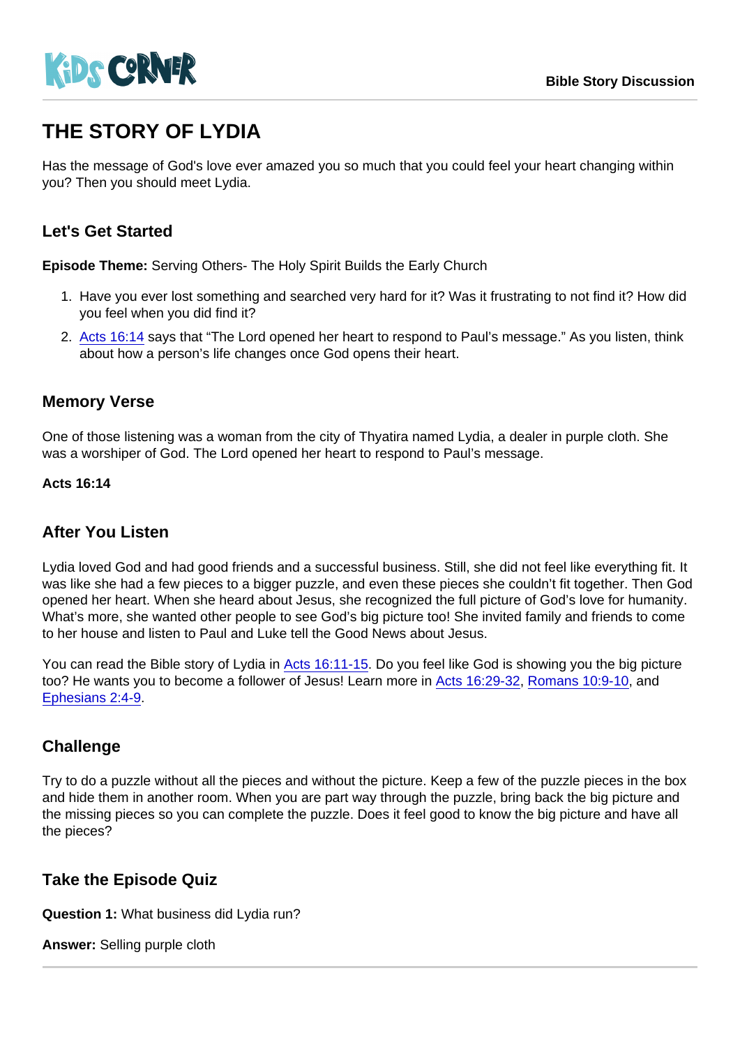KiDS CORNER

Bible Story Discussion

# THE STORY OF LYDIA

Has the message of God's love ever amazed you so much that you could feel your heart changing within you? Then you should meet Lydia.

## Let's Get Started

**Episode Theme:** Serving Others- The Holy Spirit Builds the Early Church

1. Have you ever lost something and searched very hard for it? Was it frustrating to not find it? How did you feel when you did find it?
2. Acts 16:14 says that "The Lord opened her heart to respond to Paul's message." As you listen, think about how a person's life changes once God opens their heart.

## Memory Verse

One of those listening was a woman from the city of Thyatira named Lydia, a dealer in purple cloth. She was a worshiper of God. The Lord opened her heart to respond to Paul's message.

**Acts 16:14**

## After You Listen

Lydia loved God and had good friends and a successful business. Still, she did not feel like everything fit. It was like she had a few pieces to a bigger puzzle, and even these pieces she couldn't fit together. Then God opened her heart. When she heard about Jesus, she recognized the full picture of God's love for humanity. What's more, she wanted other people to see God's big picture too! She invited family and friends to come to her house and listen to Paul and Luke tell the Good News about Jesus.

You can read the Bible story of Lydia in Acts 16:11-15. Do you feel like God is showing you the big picture too? He wants you to become a follower of Jesus! Learn more in Acts 16:29-32, Romans 10:9-10, and Ephesians 2:4-9.

## Challenge

Try to do a puzzle without all the pieces and without the picture. Keep a few of the puzzle pieces in the box and hide them in another room. When you are part way through the puzzle, bring back the big picture and the missing pieces so you can complete the puzzle. Does it feel good to know the big picture and have all the pieces?

## Take the Episode Quiz

**Question 1:** What business did Lydia run?

**Answer:** Selling purple cloth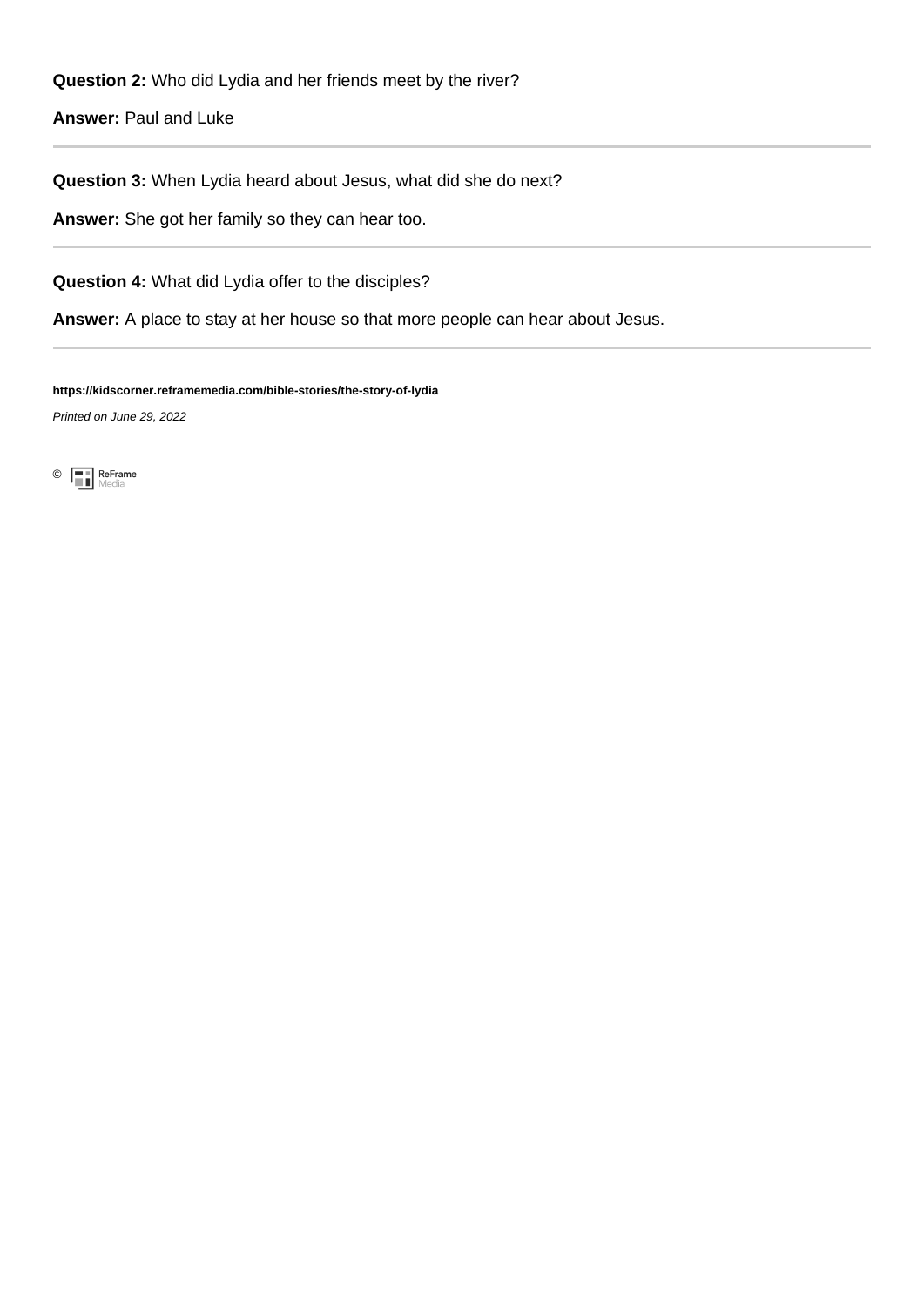**Question 2:** Who did Lydia and her friends meet by the river?

**Answer:** Paul and Luke

---

**Question 3:** When Lydia heard about Jesus, what did she do next?

**Answer:** She got her family so they can hear too.

---

**Question 4:** What did Lydia offer to the disciples?

**Answer:** A place to stay at her house so that more people can hear about Jesus.

---

**https://kidscorner.reframemedia.com/bible-stories/the-story-of-lydia**

*Printed on June 29, 2022*

© ReFrame Media